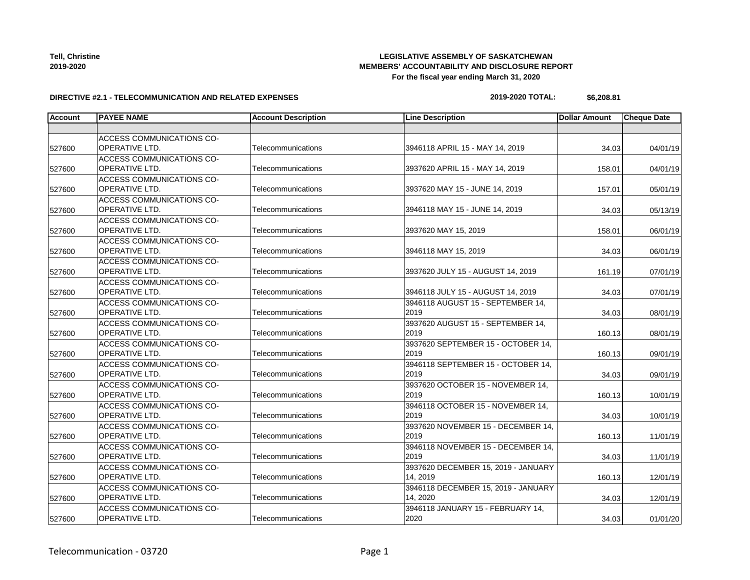Tell, Christine
2019-2020

**LEGISLATIVE ASSEMBLY OF SASKATCHEWAN**
**MEMBERS' ACCOUNTABILITY AND DISCLOSURE REPORT**
**For the fiscal year ending March 31, 2020**

**DIRECTIVE #2.1 - TELECOMMUNICATION AND RELATED EXPENSES**

**2019-2020 TOTAL: $6,208.81**

| Account | PAYEE NAME | Account Description | Line Description | Dollar Amount | Cheque Date |
|---|---|---|---|---|---|
| | | | | | |
| 527600 | ACCESS COMMUNICATIONS CO-OPERATIVE LTD. | Telecommunications | 3946118 APRIL 15 - MAY 14, 2019 | 34.03 | 04/01/19 |
| 527600 | ACCESS COMMUNICATIONS CO-OPERATIVE LTD. | Telecommunications | 3937620 APRIL 15 - MAY 14, 2019 | 158.01 | 04/01/19 |
| 527600 | ACCESS COMMUNICATIONS CO-OPERATIVE LTD. | Telecommunications | 3937620 MAY 15 - JUNE 14, 2019 | 157.01 | 05/01/19 |
| 527600 | ACCESS COMMUNICATIONS CO-OPERATIVE LTD. | Telecommunications | 3946118 MAY 15 - JUNE 14, 2019 | 34.03 | 05/13/19 |
| 527600 | ACCESS COMMUNICATIONS CO-OPERATIVE LTD. | Telecommunications | 3937620 MAY 15, 2019 | 158.01 | 06/01/19 |
| 527600 | ACCESS COMMUNICATIONS CO-OPERATIVE LTD. | Telecommunications | 3946118 MAY 15, 2019 | 34.03 | 06/01/19 |
| 527600 | ACCESS COMMUNICATIONS CO-OPERATIVE LTD. | Telecommunications | 3937620 JULY 15 - AUGUST 14, 2019 | 161.19 | 07/01/19 |
| 527600 | ACCESS COMMUNICATIONS CO-OPERATIVE LTD. | Telecommunications | 3946118 JULY 15 - AUGUST 14, 2019 | 34.03 | 07/01/19 |
| 527600 | ACCESS COMMUNICATIONS CO-OPERATIVE LTD. | Telecommunications | 3946118 AUGUST 15 - SEPTEMBER 14, 2019 | 34.03 | 08/01/19 |
| 527600 | ACCESS COMMUNICATIONS CO-OPERATIVE LTD. | Telecommunications | 3937620 AUGUST 15 - SEPTEMBER 14, 2019 | 160.13 | 08/01/19 |
| 527600 | ACCESS COMMUNICATIONS CO-OPERATIVE LTD. | Telecommunications | 3937620 SEPTEMBER 15 - OCTOBER 14, 2019 | 160.13 | 09/01/19 |
| 527600 | ACCESS COMMUNICATIONS CO-OPERATIVE LTD. | Telecommunications | 3946118 SEPTEMBER 15 - OCTOBER 14, 2019 | 34.03 | 09/01/19 |
| 527600 | ACCESS COMMUNICATIONS CO-OPERATIVE LTD. | Telecommunications | 3937620 OCTOBER 15 - NOVEMBER 14, 2019 | 160.13 | 10/01/19 |
| 527600 | ACCESS COMMUNICATIONS CO-OPERATIVE LTD. | Telecommunications | 3946118 OCTOBER 15 - NOVEMBER 14, 2019 | 34.03 | 10/01/19 |
| 527600 | ACCESS COMMUNICATIONS CO-OPERATIVE LTD. | Telecommunications | 3937620 NOVEMBER 15 - DECEMBER 14, 2019 | 160.13 | 11/01/19 |
| 527600 | ACCESS COMMUNICATIONS CO-OPERATIVE LTD. | Telecommunications | 3946118 NOVEMBER 15 - DECEMBER 14, 2019 | 34.03 | 11/01/19 |
| 527600 | ACCESS COMMUNICATIONS CO-OPERATIVE LTD. | Telecommunications | 3937620 DECEMBER 15, 2019 - JANUARY 14, 2019 | 160.13 | 12/01/19 |
| 527600 | ACCESS COMMUNICATIONS CO-OPERATIVE LTD. | Telecommunications | 3946118 DECEMBER 15, 2019 - JANUARY 14, 2020 | 34.03 | 12/01/19 |
| 527600 | ACCESS COMMUNICATIONS CO-OPERATIVE LTD. | Telecommunications | 3946118 JANUARY 15 - FEBRUARY 14, 2020 | 34.03 | 01/01/20 |

Telecommunication - 03720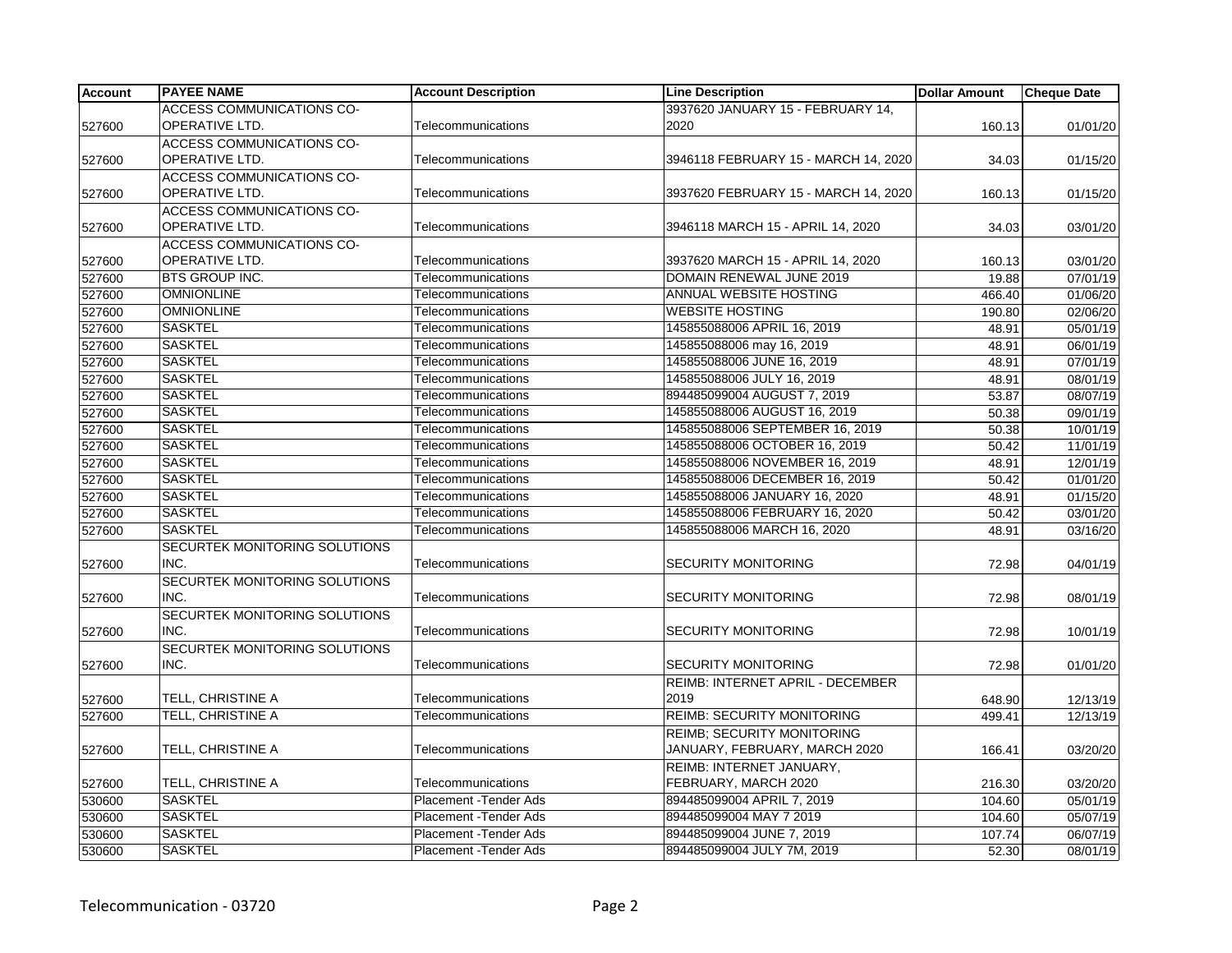| Account | PAYEE NAME | Account Description | Line Description | Dollar Amount | Cheque Date |
|---|---|---|---|---|---|
| 527600 | ACCESS COMMUNICATIONS CO-OPERATIVE LTD. | Telecommunications | 3937620 JANUARY 15 - FEBRUARY 14, 2020 | 160.13 | 01/01/20 |
| 527600 | ACCESS COMMUNICATIONS CO-OPERATIVE LTD. | Telecommunications | 3946118 FEBRUARY 15 - MARCH 14, 2020 | 34.03 | 01/15/20 |
| 527600 | ACCESS COMMUNICATIONS CO-OPERATIVE LTD. | Telecommunications | 3937620 FEBRUARY 15 - MARCH 14, 2020 | 160.13 | 01/15/20 |
| 527600 | ACCESS COMMUNICATIONS CO-OPERATIVE LTD. | Telecommunications | 3946118 MARCH 15 - APRIL 14, 2020 | 34.03 | 03/01/20 |
| 527600 | ACCESS COMMUNICATIONS CO-OPERATIVE LTD. | Telecommunications | 3937620 MARCH 15 - APRIL 14, 2020 | 160.13 | 03/01/20 |
| 527600 | BTS GROUP INC. | Telecommunications | DOMAIN RENEWAL JUNE 2019 | 19.88 | 07/01/19 |
| 527600 | OMNIONLINE | Telecommunications | ANNUAL WEBSITE HOSTING | 466.40 | 01/06/20 |
| 527600 | OMNIONLINE | Telecommunications | WEBSITE HOSTING | 190.80 | 02/06/20 |
| 527600 | SASKTEL | Telecommunications | 145855088006 APRIL 16, 2019 | 48.91 | 05/01/19 |
| 527600 | SASKTEL | Telecommunications | 145855088006 may 16, 2019 | 48.91 | 06/01/19 |
| 527600 | SASKTEL | Telecommunications | 145855088006 JUNE 16, 2019 | 48.91 | 07/01/19 |
| 527600 | SASKTEL | Telecommunications | 145855088006 JULY 16, 2019 | 48.91 | 08/01/19 |
| 527600 | SASKTEL | Telecommunications | 894485099004 AUGUST 7, 2019 | 53.87 | 08/07/19 |
| 527600 | SASKTEL | Telecommunications | 145855088006 AUGUST 16, 2019 | 50.38 | 09/01/19 |
| 527600 | SASKTEL | Telecommunications | 145855088006 SEPTEMBER 16, 2019 | 50.38 | 10/01/19 |
| 527600 | SASKTEL | Telecommunications | 145855088006 OCTOBER 16, 2019 | 50.42 | 11/01/19 |
| 527600 | SASKTEL | Telecommunications | 145855088006 NOVEMBER 16, 2019 | 48.91 | 12/01/19 |
| 527600 | SASKTEL | Telecommunications | 145855088006 DECEMBER 16, 2019 | 50.42 | 01/01/20 |
| 527600 | SASKTEL | Telecommunications | 145855088006 JANUARY 16, 2020 | 48.91 | 01/15/20 |
| 527600 | SASKTEL | Telecommunications | 145855088006 FEBRUARY 16, 2020 | 50.42 | 03/01/20 |
| 527600 | SASKTEL | Telecommunications | 145855088006 MARCH 16, 2020 | 48.91 | 03/16/20 |
| 527600 | SECURTEK MONITORING SOLUTIONS INC. | Telecommunications | SECURITY MONITORING | 72.98 | 04/01/19 |
| 527600 | SECURTEK MONITORING SOLUTIONS INC. | Telecommunications | SECURITY MONITORING | 72.98 | 08/01/19 |
| 527600 | SECURTEK MONITORING SOLUTIONS INC. | Telecommunications | SECURITY MONITORING | 72.98 | 10/01/19 |
| 527600 | SECURTEK MONITORING SOLUTIONS INC. | Telecommunications | SECURITY MONITORING | 72.98 | 01/01/20 |
| 527600 | TELL, CHRISTINE A | Telecommunications | REIMB: INTERNET APRIL - DECEMBER 2019 | 648.90 | 12/13/19 |
| 527600 | TELL, CHRISTINE A | Telecommunications | REIMB: SECURITY MONITORING | 499.41 | 12/13/19 |
| 527600 | TELL, CHRISTINE A | Telecommunications | REIMB; SECURITY MONITORING JANUARY, FEBRUARY, MARCH 2020 | 166.41 | 03/20/20 |
| 527600 | TELL, CHRISTINE A | Telecommunications | REIMB: INTERNET JANUARY, FEBRUARY, MARCH 2020 | 216.30 | 03/20/20 |
| 530600 | SASKTEL | Placement -Tender Ads | 894485099004 APRIL 7, 2019 | 104.60 | 05/01/19 |
| 530600 | SASKTEL | Placement -Tender Ads | 894485099004 MAY 7 2019 | 104.60 | 05/07/19 |
| 530600 | SASKTEL | Placement -Tender Ads | 894485099004 JUNE 7, 2019 | 107.74 | 06/07/19 |
| 530600 | SASKTEL | Placement -Tender Ads | 894485099004 JULY 7M, 2019 | 52.30 | 08/01/19 |

Telecommunication - 03720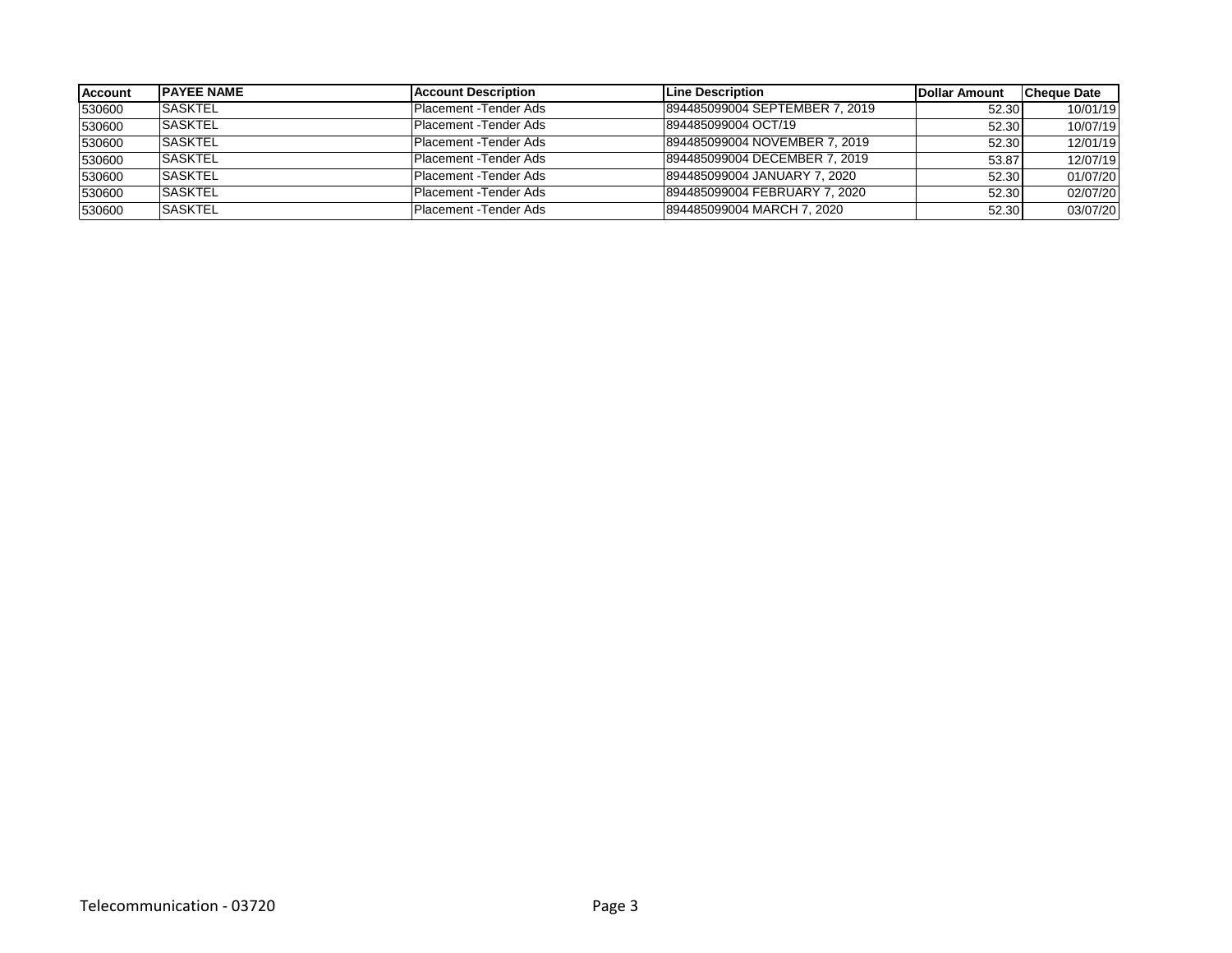| Account | PAYEE NAME | Account Description | Line Description | Dollar Amount | Cheque Date |
|---|---|---|---|---|---|
| 530600 | SASKTEL | Placement -Tender Ads | 894485099004 SEPTEMBER 7, 2019 | 52.30 | 10/01/19 |
| 530600 | SASKTEL | Placement -Tender Ads | 894485099004 OCT/19 | 52.30 | 10/07/19 |
| 530600 | SASKTEL | Placement -Tender Ads | 894485099004 NOVEMBER 7, 2019 | 52.30 | 12/01/19 |
| 530600 | SASKTEL | Placement -Tender Ads | 894485099004 DECEMBER 7, 2019 | 53.87 | 12/07/19 |
| 530600 | SASKTEL | Placement -Tender Ads | 894485099004 JANUARY 7, 2020 | 52.30 | 01/07/20 |
| 530600 | SASKTEL | Placement -Tender Ads | 894485099004 FEBRUARY 7, 2020 | 52.30 | 02/07/20 |
| 530600 | SASKTEL | Placement -Tender Ads | 894485099004 MARCH 7, 2020 | 52.30 | 03/07/20 |

Telecommunication - 03720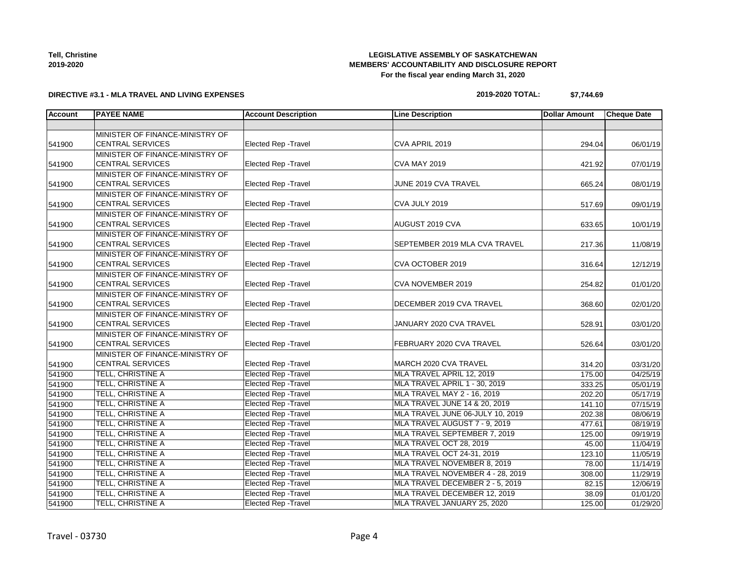**Tell, Christine**
**2019-2020**

**LEGISLATIVE ASSEMBLY OF SASKATCHEWAN**
**MEMBERS' ACCOUNTABILITY AND DISCLOSURE REPORT**
**For the fiscal year ending March 31, 2020**

**DIRECTIVE #3.1 - MLA TRAVEL AND LIVING EXPENSES**

**2019-2020 TOTAL: $7,744.69**

| Account | PAYEE NAME | Account Description | Line Description | Dollar Amount | Cheque Date |
|---|---|---|---|---|---|
| | | | | | |
| 541900 | MINISTER OF FINANCE-MINISTRY OF CENTRAL SERVICES | Elected Rep -Travel | CVA APRIL 2019 | 294.04 | 06/01/19 |
| 541900 | MINISTER OF FINANCE-MINISTRY OF CENTRAL SERVICES | Elected Rep -Travel | CVA MAY 2019 | 421.92 | 07/01/19 |
| 541900 | MINISTER OF FINANCE-MINISTRY OF CENTRAL SERVICES | Elected Rep -Travel | JUNE 2019 CVA TRAVEL | 665.24 | 08/01/19 |
| 541900 | MINISTER OF FINANCE-MINISTRY OF CENTRAL SERVICES | Elected Rep -Travel | CVA JULY 2019 | 517.69 | 09/01/19 |
| 541900 | MINISTER OF FINANCE-MINISTRY OF CENTRAL SERVICES | Elected Rep -Travel | AUGUST 2019 CVA | 633.65 | 10/01/19 |
| 541900 | MINISTER OF FINANCE-MINISTRY OF CENTRAL SERVICES | Elected Rep -Travel | SEPTEMBER 2019 MLA CVA TRAVEL | 217.36 | 11/08/19 |
| 541900 | MINISTER OF FINANCE-MINISTRY OF CENTRAL SERVICES | Elected Rep -Travel | CVA OCTOBER 2019 | 316.64 | 12/12/19 |
| 541900 | MINISTER OF FINANCE-MINISTRY OF CENTRAL SERVICES | Elected Rep -Travel | CVA NOVEMBER 2019 | 254.82 | 01/01/20 |
| 541900 | MINISTER OF FINANCE-MINISTRY OF CENTRAL SERVICES | Elected Rep -Travel | DECEMBER 2019 CVA TRAVEL | 368.60 | 02/01/20 |
| 541900 | MINISTER OF FINANCE-MINISTRY OF CENTRAL SERVICES | Elected Rep -Travel | JANUARY 2020 CVA TRAVEL | 528.91 | 03/01/20 |
| 541900 | MINISTER OF FINANCE-MINISTRY OF CENTRAL SERVICES | Elected Rep -Travel | FEBRUARY 2020 CVA TRAVEL | 526.64 | 03/01/20 |
| 541900 | MINISTER OF FINANCE-MINISTRY OF CENTRAL SERVICES | Elected Rep -Travel | MARCH 2020 CVA TRAVEL | 314.20 | 03/31/20 |
| 541900 | TELL, CHRISTINE A | Elected Rep -Travel | MLA TRAVEL APRIL 12, 2019 | 175.00 | 04/25/19 |
| 541900 | TELL, CHRISTINE A | Elected Rep -Travel | MLA TRAVEL APRIL 1 - 30, 2019 | 333.25 | 05/01/19 |
| 541900 | TELL, CHRISTINE A | Elected Rep -Travel | MLA TRAVEL MAY 2 - 16, 2019 | 202.20 | 05/17/19 |
| 541900 | TELL, CHRISTINE A | Elected Rep -Travel | MLA TRAVEL JUNE 14 & 20, 2019 | 141.10 | 07/15/19 |
| 541900 | TELL, CHRISTINE A | Elected Rep -Travel | MLA TRAVEL JUNE 06-JULY 10, 2019 | 202.38 | 08/06/19 |
| 541900 | TELL, CHRISTINE A | Elected Rep -Travel | MLA TRAVEL AUGUST 7 - 9, 2019 | 477.61 | 08/19/19 |
| 541900 | TELL, CHRISTINE A | Elected Rep -Travel | MLA TRAVEL SEPTEMBER 7, 2019 | 125.00 | 09/19/19 |
| 541900 | TELL, CHRISTINE A | Elected Rep -Travel | MLA TRAVEL OCT 28, 2019 | 45.00 | 11/04/19 |
| 541900 | TELL, CHRISTINE A | Elected Rep -Travel | MLA TRAVEL OCT 24-31, 2019 | 123.10 | 11/05/19 |
| 541900 | TELL, CHRISTINE A | Elected Rep -Travel | MLA TRAVEL NOVEMBER 8, 2019 | 78.00 | 11/14/19 |
| 541900 | TELL, CHRISTINE A | Elected Rep -Travel | MLA TRAVEL NOVEMBER 4 - 28, 2019 | 308.00 | 11/29/19 |
| 541900 | TELL, CHRISTINE A | Elected Rep -Travel | MLA TRAVEL DECEMBER 2 - 5, 2019 | 82.15 | 12/06/19 |
| 541900 | TELL, CHRISTINE A | Elected Rep -Travel | MLA TRAVEL DECEMBER 12, 2019 | 38.09 | 01/01/20 |
| 541900 | TELL, CHRISTINE A | Elected Rep -Travel | MLA TRAVEL JANUARY 25, 2020 | 125.00 | 01/29/20 |

Travel - 03730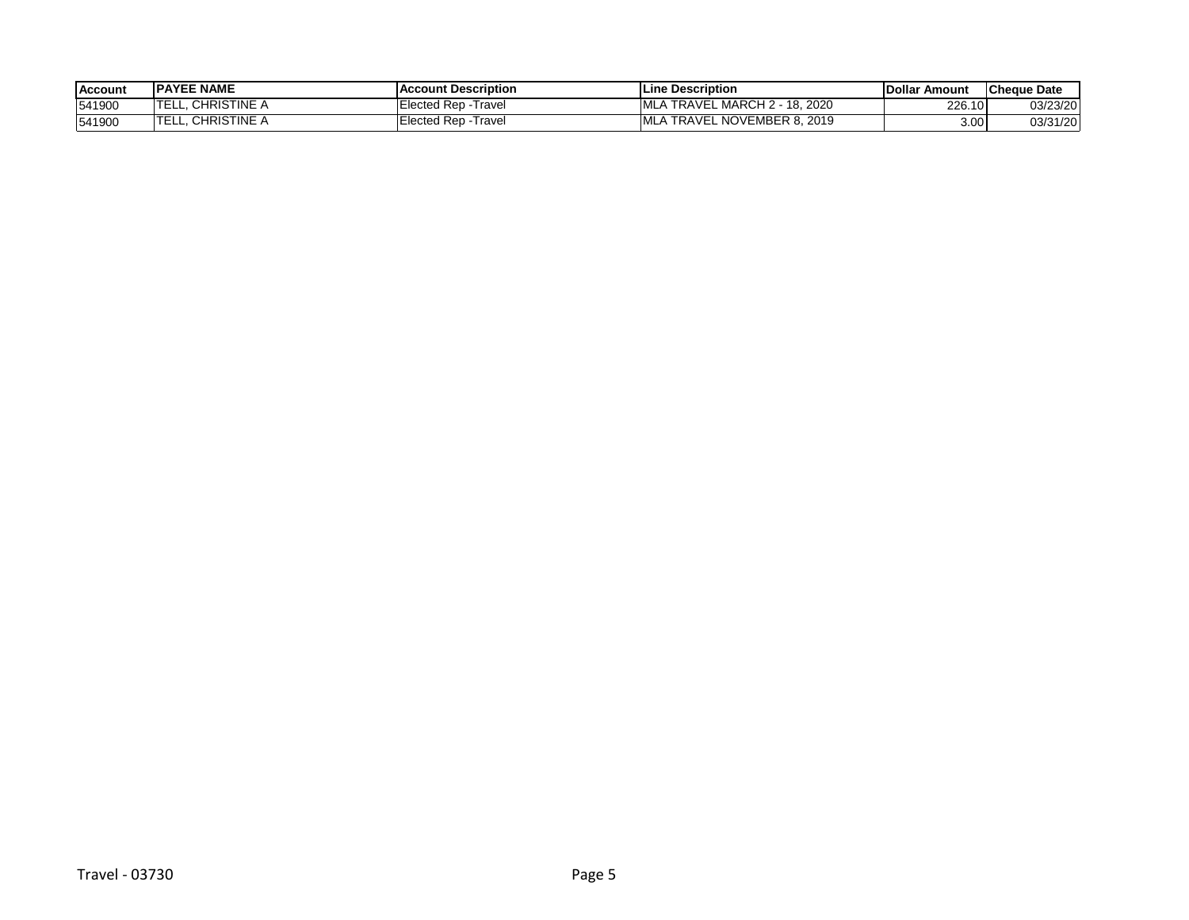| Account | PAYEE NAME | Account Description | Line Description | Dollar Amount | Cheque Date |
|---|---|---|---|---|---|
| 541900 | TELL, CHRISTINE A | Elected Rep -Travel | MLA TRAVEL MARCH 2 - 18, 2020 | 226.10 | 03/23/20 |
| 541900 | TELL, CHRISTINE A | Elected Rep -Travel | MLA TRAVEL NOVEMBER 8, 2019 | 3.00 | 03/31/20 |

Travel - 03730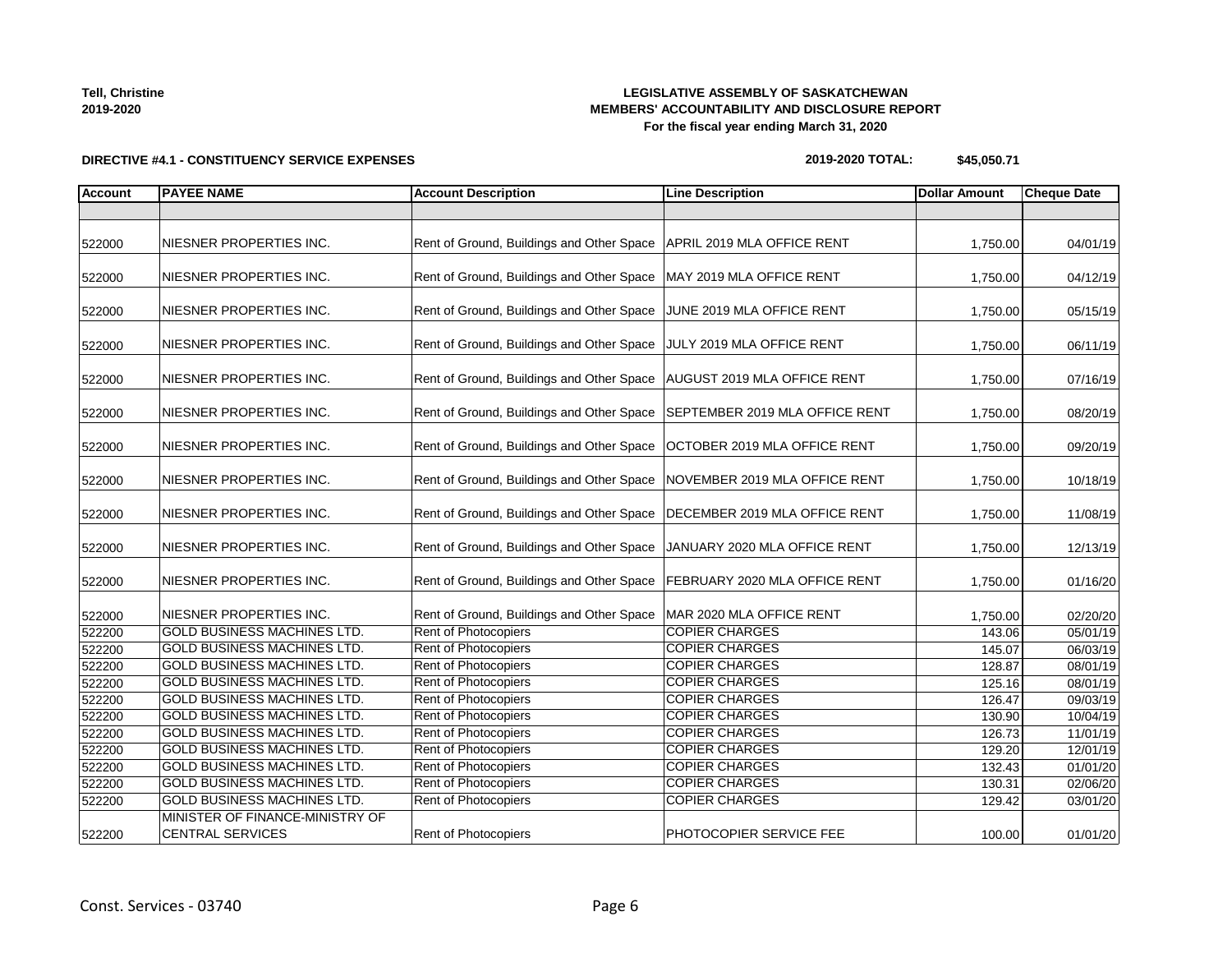**Tell, Christine**
**2019-2020**

**LEGISLATIVE ASSEMBLY OF SASKATCHEWAN**
**MEMBERS' ACCOUNTABILITY AND DISCLOSURE REPORT**
**For the fiscal year ending March 31, 2020**

**DIRECTIVE #4.1 - CONSTITUENCY SERVICE EXPENSES**

**2019-2020 TOTAL: $45,050.71**

| Account | PAYEE NAME | Account Description | Line Description | Dollar Amount | Cheque Date |
|---|---|---|---|---|---|
| | | | | | |
| 522000 | NIESNER PROPERTIES INC. | Rent of Ground, Buildings and Other Space | APRIL 2019 MLA OFFICE RENT | 1,750.00 | 04/01/19 |
| 522000 | NIESNER PROPERTIES INC. | Rent of Ground, Buildings and Other Space | MAY 2019 MLA OFFICE RENT | 1,750.00 | 04/12/19 |
| 522000 | NIESNER PROPERTIES INC. | Rent of Ground, Buildings and Other Space | JUNE 2019 MLA OFFICE RENT | 1,750.00 | 05/15/19 |
| 522000 | NIESNER PROPERTIES INC. | Rent of Ground, Buildings and Other Space | JULY 2019 MLA OFFICE RENT | 1,750.00 | 06/11/19 |
| 522000 | NIESNER PROPERTIES INC. | Rent of Ground, Buildings and Other Space | AUGUST 2019 MLA OFFICE RENT | 1,750.00 | 07/16/19 |
| 522000 | NIESNER PROPERTIES INC. | Rent of Ground, Buildings and Other Space | SEPTEMBER 2019 MLA OFFICE RENT | 1,750.00 | 08/20/19 |
| 522000 | NIESNER PROPERTIES INC. | Rent of Ground, Buildings and Other Space | OCTOBER 2019 MLA OFFICE RENT | 1,750.00 | 09/20/19 |
| 522000 | NIESNER PROPERTIES INC. | Rent of Ground, Buildings and Other Space | NOVEMBER 2019 MLA OFFICE RENT | 1,750.00 | 10/18/19 |
| 522000 | NIESNER PROPERTIES INC. | Rent of Ground, Buildings and Other Space | DECEMBER 2019 MLA OFFICE RENT | 1,750.00 | 11/08/19 |
| 522000 | NIESNER PROPERTIES INC. | Rent of Ground, Buildings and Other Space | JANUARY 2020 MLA OFFICE RENT | 1,750.00 | 12/13/19 |
| 522000 | NIESNER PROPERTIES INC. | Rent of Ground, Buildings and Other Space | FEBRUARY 2020 MLA OFFICE RENT | 1,750.00 | 01/16/20 |
| 522000 | NIESNER PROPERTIES INC. | Rent of Ground, Buildings and Other Space | MAR 2020 MLA OFFICE RENT | 1,750.00 | 02/20/20 |
| 522200 | GOLD BUSINESS MACHINES LTD. | Rent of Photocopiers | COPIER CHARGES | 143.06 | 05/01/19 |
| 522200 | GOLD BUSINESS MACHINES LTD. | Rent of Photocopiers | COPIER CHARGES | 145.07 | 06/03/19 |
| 522200 | GOLD BUSINESS MACHINES LTD. | Rent of Photocopiers | COPIER CHARGES | 128.87 | 08/01/19 |
| 522200 | GOLD BUSINESS MACHINES LTD. | Rent of Photocopiers | COPIER CHARGES | 125.16 | 08/01/19 |
| 522200 | GOLD BUSINESS MACHINES LTD. | Rent of Photocopiers | COPIER CHARGES | 126.47 | 09/03/19 |
| 522200 | GOLD BUSINESS MACHINES LTD. | Rent of Photocopiers | COPIER CHARGES | 130.90 | 10/04/19 |
| 522200 | GOLD BUSINESS MACHINES LTD. | Rent of Photocopiers | COPIER CHARGES | 126.73 | 11/01/19 |
| 522200 | GOLD BUSINESS MACHINES LTD. | Rent of Photocopiers | COPIER CHARGES | 129.20 | 12/01/19 |
| 522200 | GOLD BUSINESS MACHINES LTD. | Rent of Photocopiers | COPIER CHARGES | 132.43 | 01/01/20 |
| 522200 | GOLD BUSINESS MACHINES LTD. | Rent of Photocopiers | COPIER CHARGES | 130.31 | 02/06/20 |
| 522200 | GOLD BUSINESS MACHINES LTD. | Rent of Photocopiers | COPIER CHARGES | 129.42 | 03/01/20 |
| 522200 | MINISTER OF FINANCE-MINISTRY OF CENTRAL SERVICES | Rent of Photocopiers | PHOTOCOPIER SERVICE FEE | 100.00 | 01/01/20 |

Const. Services - 03740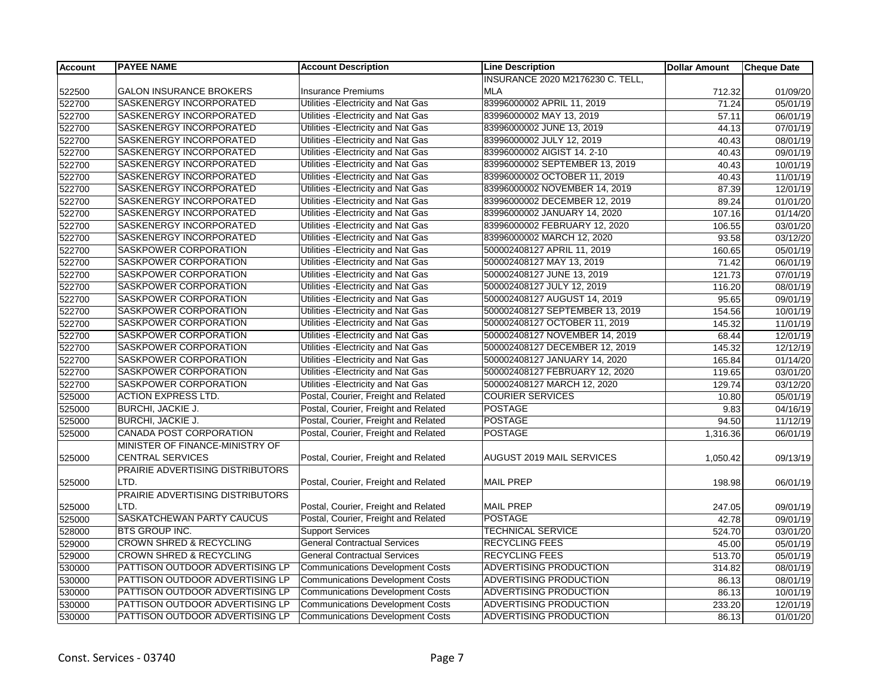| Account | PAYEE NAME | Account Description | Line Description | Dollar Amount | Cheque Date |
|---|---|---|---|---|---|
| 522500 | GALON INSURANCE BROKERS | Insurance Premiums | INSURANCE 2020 M2176230 C. TELL, MLA | 712.32 | 01/09/20 |
| 522700 | SASKENERGY INCORPORATED | Utilities -Electricity and Nat Gas | 83996000002 APRIL 11, 2019 | 71.24 | 05/01/19 |
| 522700 | SASKENERGY INCORPORATED | Utilities -Electricity and Nat Gas | 83996000002 MAY 13, 2019 | 57.11 | 06/01/19 |
| 522700 | SASKENERGY INCORPORATED | Utilities -Electricity and Nat Gas | 83996000002 JUNE 13, 2019 | 44.13 | 07/01/19 |
| 522700 | SASKENERGY INCORPORATED | Utilities -Electricity and Nat Gas | 83996000002 JULY 12, 2019 | 40.43 | 08/01/19 |
| 522700 | SASKENERGY INCORPORATED | Utilities -Electricity and Nat Gas | 83996000002 AIGIST 14. 2-10 | 40.43 | 09/01/19 |
| 522700 | SASKENERGY INCORPORATED | Utilities -Electricity and Nat Gas | 83996000002 SEPTEMBER 13, 2019 | 40.43 | 10/01/19 |
| 522700 | SASKENERGY INCORPORATED | Utilities -Electricity and Nat Gas | 83996000002 OCTOBER 11, 2019 | 40.43 | 11/01/19 |
| 522700 | SASKENERGY INCORPORATED | Utilities -Electricity and Nat Gas | 83996000002 NOVEMBER 14, 2019 | 87.39 | 12/01/19 |
| 522700 | SASKENERGY INCORPORATED | Utilities -Electricity and Nat Gas | 83996000002 DECEMBER 12, 2019 | 89.24 | 01/01/20 |
| 522700 | SASKENERGY INCORPORATED | Utilities -Electricity and Nat Gas | 83996000002 JANUARY 14, 2020 | 107.16 | 01/14/20 |
| 522700 | SASKENERGY INCORPORATED | Utilities -Electricity and Nat Gas | 83996000002 FEBRUARY 12, 2020 | 106.55 | 03/01/20 |
| 522700 | SASKENERGY INCORPORATED | Utilities -Electricity and Nat Gas | 83996000002 MARCH 12, 2020 | 93.58 | 03/12/20 |
| 522700 | SASKPOWER CORPORATION | Utilities -Electricity and Nat Gas | 500002408127 APRIL 11, 2019 | 160.65 | 05/01/19 |
| 522700 | SASKPOWER CORPORATION | Utilities -Electricity and Nat Gas | 500002408127 MAY 13, 2019 | 71.42 | 06/01/19 |
| 522700 | SASKPOWER CORPORATION | Utilities -Electricity and Nat Gas | 500002408127 JUNE 13, 2019 | 121.73 | 07/01/19 |
| 522700 | SASKPOWER CORPORATION | Utilities -Electricity and Nat Gas | 500002408127 JULY 12, 2019 | 116.20 | 08/01/19 |
| 522700 | SASKPOWER CORPORATION | Utilities -Electricity and Nat Gas | 500002408127 AUGUST 14, 2019 | 95.65 | 09/01/19 |
| 522700 | SASKPOWER CORPORATION | Utilities -Electricity and Nat Gas | 500002408127 SEPTEMBER 13, 2019 | 154.56 | 10/01/19 |
| 522700 | SASKPOWER CORPORATION | Utilities -Electricity and Nat Gas | 500002408127 OCTOBER 11, 2019 | 145.32 | 11/01/19 |
| 522700 | SASKPOWER CORPORATION | Utilities -Electricity and Nat Gas | 500002408127 NOVEMBER 14, 2019 | 68.44 | 12/01/19 |
| 522700 | SASKPOWER CORPORATION | Utilities -Electricity and Nat Gas | 500002408127 DECEMBER 12, 2019 | 145.32 | 12/12/19 |
| 522700 | SASKPOWER CORPORATION | Utilities -Electricity and Nat Gas | 500002408127 JANUARY 14, 2020 | 165.84 | 01/14/20 |
| 522700 | SASKPOWER CORPORATION | Utilities -Electricity and Nat Gas | 500002408127 FEBRUARY 12, 2020 | 119.65 | 03/01/20 |
| 522700 | SASKPOWER CORPORATION | Utilities -Electricity and Nat Gas | 500002408127 MARCH 12, 2020 | 129.74 | 03/12/20 |
| 525000 | ACTION EXPRESS LTD. | Postal, Courier, Freight and Related | COURIER SERVICES | 10.80 | 05/01/19 |
| 525000 | BURCHI, JACKIE J. | Postal, Courier, Freight and Related | POSTAGE | 9.83 | 04/16/19 |
| 525000 | BURCHI, JACKIE J. | Postal, Courier, Freight and Related | POSTAGE | 94.50 | 11/12/19 |
| 525000 | CANADA POST CORPORATION | Postal, Courier, Freight and Related | POSTAGE | 1,316.36 | 06/01/19 |
| 525000 | MINISTER OF FINANCE-MINISTRY OF CENTRAL SERVICES | Postal, Courier, Freight and Related | AUGUST 2019 MAIL SERVICES | 1,050.42 | 09/13/19 |
| 525000 | PRAIRIE ADVERTISING DISTRIBUTORS LTD. | Postal, Courier, Freight and Related | MAIL PREP | 198.98 | 06/01/19 |
| 525000 | PRAIRIE ADVERTISING DISTRIBUTORS LTD. | Postal, Courier, Freight and Related | MAIL PREP | 247.05 | 09/01/19 |
| 525000 | SASKATCHEWAN PARTY CAUCUS | Postal, Courier, Freight and Related | POSTAGE | 42.78 | 09/01/19 |
| 528000 | BTS GROUP INC. | Support Services | TECHNICAL SERVICE | 524.70 | 03/01/20 |
| 529000 | CROWN SHRED & RECYCLING | General Contractual Services | RECYCLING FEES | 45.00 | 05/01/19 |
| 529000 | CROWN SHRED & RECYCLING | General Contractual Services | RECYCLING FEES | 513.70 | 05/01/19 |
| 530000 | PATTISON OUTDOOR ADVERTISING LP | Communications Development Costs | ADVERTISING PRODUCTION | 314.82 | 08/01/19 |
| 530000 | PATTISON OUTDOOR ADVERTISING LP | Communications Development Costs | ADVERTISING PRODUCTION | 86.13 | 08/01/19 |
| 530000 | PATTISON OUTDOOR ADVERTISING LP | Communications Development Costs | ADVERTISING PRODUCTION | 86.13 | 10/01/19 |
| 530000 | PATTISON OUTDOOR ADVERTISING LP | Communications Development Costs | ADVERTISING PRODUCTION | 233.20 | 12/01/19 |
| 530000 | PATTISON OUTDOOR ADVERTISING LP | Communications Development Costs | ADVERTISING PRODUCTION | 86.13 | 01/01/20 |

Const. Services - 03740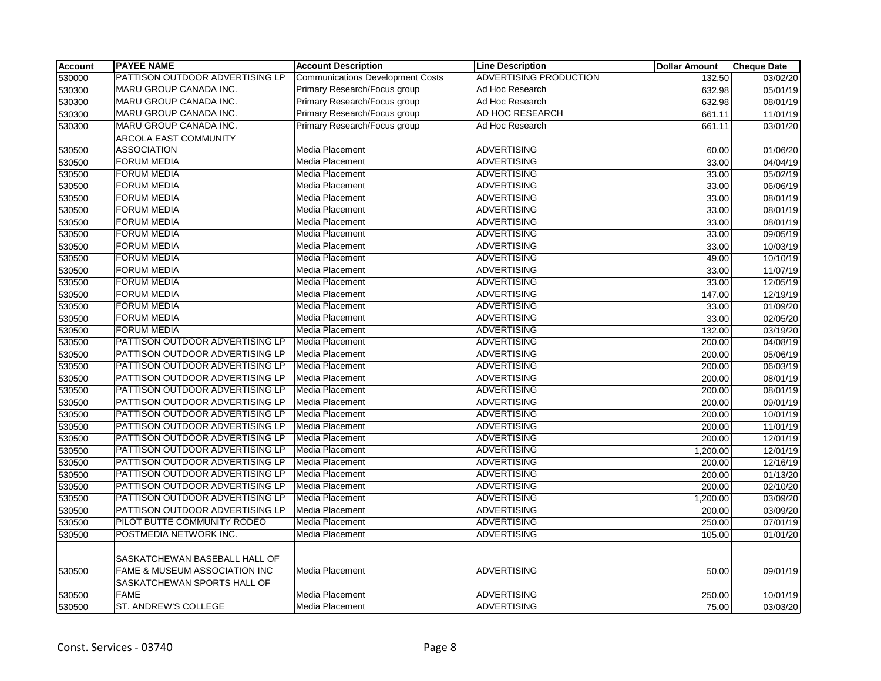| Account | PAYEE NAME | Account Description | Line Description | Dollar Amount | Cheque Date |
|---|---|---|---|---|---|
| 530000 | PATTISON OUTDOOR ADVERTISING LP | Communications Development Costs | ADVERTISING PRODUCTION | 132.50 | 03/02/20 |
| 530300 | MARU GROUP CANADA INC. | Primary Research/Focus group | Ad Hoc Research | 632.98 | 05/01/19 |
| 530300 | MARU GROUP CANADA INC. | Primary Research/Focus group | Ad Hoc Research | 632.98 | 08/01/19 |
| 530300 | MARU GROUP CANADA INC. | Primary Research/Focus group | AD HOC RESEARCH | 661.11 | 11/01/19 |
| 530300 | MARU GROUP CANADA INC. | Primary Research/Focus group | Ad Hoc Research | 661.11 | 03/01/20 |
| 530500 | ARCOLA EAST COMMUNITY ASSOCIATION | Media Placement | ADVERTISING | 60.00 | 01/06/20 |
| 530500 | FORUM MEDIA | Media Placement | ADVERTISING | 33.00 | 04/04/19 |
| 530500 | FORUM MEDIA | Media Placement | ADVERTISING | 33.00 | 05/02/19 |
| 530500 | FORUM MEDIA | Media Placement | ADVERTISING | 33.00 | 06/06/19 |
| 530500 | FORUM MEDIA | Media Placement | ADVERTISING | 33.00 | 08/01/19 |
| 530500 | FORUM MEDIA | Media Placement | ADVERTISING | 33.00 | 08/01/19 |
| 530500 | FORUM MEDIA | Media Placement | ADVERTISING | 33.00 | 08/01/19 |
| 530500 | FORUM MEDIA | Media Placement | ADVERTISING | 33.00 | 09/05/19 |
| 530500 | FORUM MEDIA | Media Placement | ADVERTISING | 33.00 | 10/03/19 |
| 530500 | FORUM MEDIA | Media Placement | ADVERTISING | 49.00 | 10/10/19 |
| 530500 | FORUM MEDIA | Media Placement | ADVERTISING | 33.00 | 11/07/19 |
| 530500 | FORUM MEDIA | Media Placement | ADVERTISING | 33.00 | 12/05/19 |
| 530500 | FORUM MEDIA | Media Placement | ADVERTISING | 147.00 | 12/19/19 |
| 530500 | FORUM MEDIA | Media Placement | ADVERTISING | 33.00 | 01/09/20 |
| 530500 | FORUM MEDIA | Media Placement | ADVERTISING | 33.00 | 02/05/20 |
| 530500 | FORUM MEDIA | Media Placement | ADVERTISING | 132.00 | 03/19/20 |
| 530500 | PATTISON OUTDOOR ADVERTISING LP | Media Placement | ADVERTISING | 200.00 | 04/08/19 |
| 530500 | PATTISON OUTDOOR ADVERTISING LP | Media Placement | ADVERTISING | 200.00 | 05/06/19 |
| 530500 | PATTISON OUTDOOR ADVERTISING LP | Media Placement | ADVERTISING | 200.00 | 06/03/19 |
| 530500 | PATTISON OUTDOOR ADVERTISING LP | Media Placement | ADVERTISING | 200.00 | 08/01/19 |
| 530500 | PATTISON OUTDOOR ADVERTISING LP | Media Placement | ADVERTISING | 200.00 | 08/01/19 |
| 530500 | PATTISON OUTDOOR ADVERTISING LP | Media Placement | ADVERTISING | 200.00 | 09/01/19 |
| 530500 | PATTISON OUTDOOR ADVERTISING LP | Media Placement | ADVERTISING | 200.00 | 10/01/19 |
| 530500 | PATTISON OUTDOOR ADVERTISING LP | Media Placement | ADVERTISING | 200.00 | 11/01/19 |
| 530500 | PATTISON OUTDOOR ADVERTISING LP | Media Placement | ADVERTISING | 200.00 | 12/01/19 |
| 530500 | PATTISON OUTDOOR ADVERTISING LP | Media Placement | ADVERTISING | 1,200.00 | 12/01/19 |
| 530500 | PATTISON OUTDOOR ADVERTISING LP | Media Placement | ADVERTISING | 200.00 | 12/16/19 |
| 530500 | PATTISON OUTDOOR ADVERTISING LP | Media Placement | ADVERTISING | 200.00 | 01/13/20 |
| 530500 | PATTISON OUTDOOR ADVERTISING LP | Media Placement | ADVERTISING | 200.00 | 02/10/20 |
| 530500 | PATTISON OUTDOOR ADVERTISING LP | Media Placement | ADVERTISING | 1,200.00 | 03/09/20 |
| 530500 | PATTISON OUTDOOR ADVERTISING LP | Media Placement | ADVERTISING | 200.00 | 03/09/20 |
| 530500 | PILOT BUTTE COMMUNITY RODEO | Media Placement | ADVERTISING | 250.00 | 07/01/19 |
| 530500 | POSTMEDIA NETWORK INC. | Media Placement | ADVERTISING | 105.00 | 01/01/20 |
| 530500 | SASKATCHEWAN BASEBALL HALL OF FAME & MUSEUM ASSOCIATION INC | Media Placement | ADVERTISING | 50.00 | 09/01/19 |
| 530500 | SASKATCHEWAN SPORTS HALL OF FAME | Media Placement | ADVERTISING | 250.00 | 10/01/19 |
| 530500 | ST. ANDREW'S COLLEGE | Media Placement | ADVERTISING | 75.00 | 03/03/20 |

Const. Services - 03740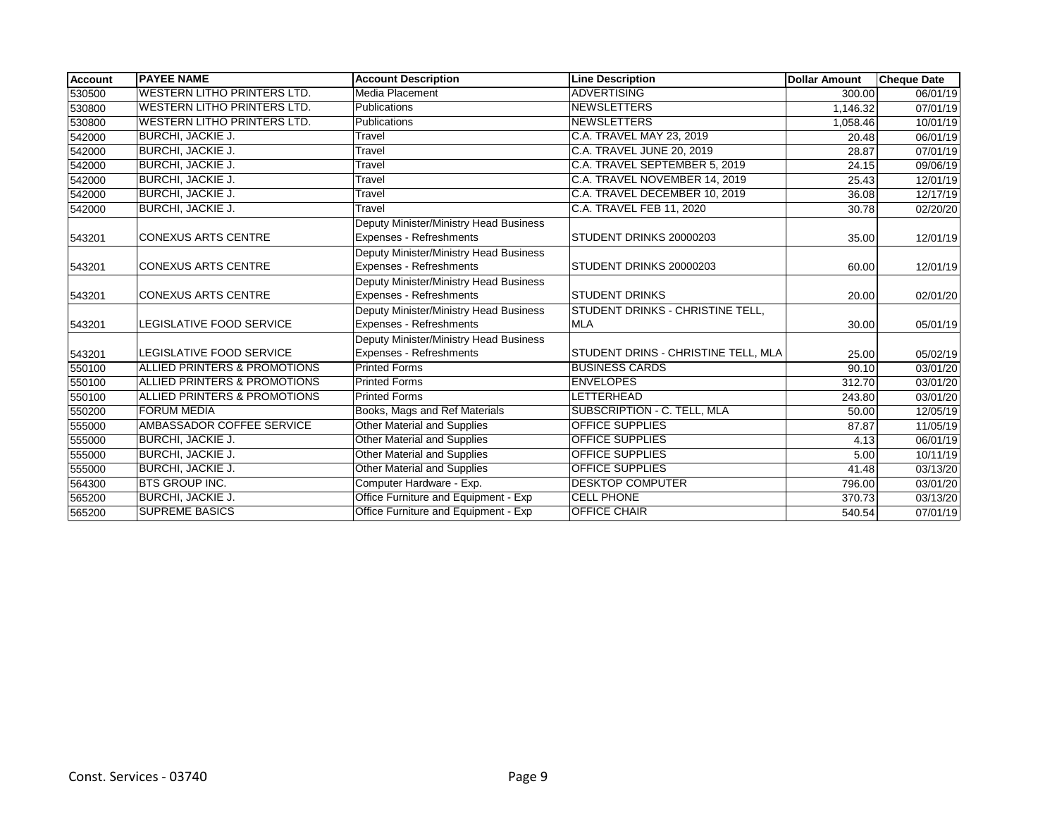| Account | PAYEE NAME | Account Description | Line Description | Dollar Amount | Cheque Date |
|---|---|---|---|---|---|
| 530500 | WESTERN LITHO PRINTERS LTD. | Media Placement | ADVERTISING | 300.00 | 06/01/19 |
| 530800 | WESTERN LITHO PRINTERS LTD. | Publications | NEWSLETTERS | 1,146.32 | 07/01/19 |
| 530800 | WESTERN LITHO PRINTERS LTD. | Publications | NEWSLETTERS | 1,058.46 | 10/01/19 |
| 542000 | BURCHI, JACKIE J. | Travel | C.A. TRAVEL MAY 23, 2019 | 20.48 | 06/01/19 |
| 542000 | BURCHI, JACKIE J. | Travel | C.A. TRAVEL JUNE 20, 2019 | 28.87 | 07/01/19 |
| 542000 | BURCHI, JACKIE J. | Travel | C.A. TRAVEL SEPTEMBER 5, 2019 | 24.15 | 09/06/19 |
| 542000 | BURCHI, JACKIE J. | Travel | C.A. TRAVEL NOVEMBER 14, 2019 | 25.43 | 12/01/19 |
| 542000 | BURCHI, JACKIE J. | Travel | C.A. TRAVEL DECEMBER 10, 2019 | 36.08 | 12/17/19 |
| 542000 | BURCHI, JACKIE J. | Travel | C.A. TRAVEL FEB 11, 2020 | 30.78 | 02/20/20 |
| 543201 | CONEXUS ARTS CENTRE | Deputy Minister/Ministry Head Business Expenses - Refreshments | STUDENT DRINKS 20000203 | 35.00 | 12/01/19 |
| 543201 | CONEXUS ARTS CENTRE | Deputy Minister/Ministry Head Business Expenses - Refreshments | STUDENT DRINKS 20000203 | 60.00 | 12/01/19 |
| 543201 | CONEXUS ARTS CENTRE | Deputy Minister/Ministry Head Business Expenses - Refreshments | STUDENT DRINKS | 20.00 | 02/01/20 |
| 543201 | LEGISLATIVE FOOD SERVICE | Deputy Minister/Ministry Head Business Expenses - Refreshments | STUDENT DRINKS - CHRISTINE TELL, MLA | 30.00 | 05/01/19 |
| 543201 | LEGISLATIVE FOOD SERVICE | Deputy Minister/Ministry Head Business Expenses - Refreshments | STUDENT DRINS - CHRISTINE TELL, MLA | 25.00 | 05/02/19 |
| 550100 | ALLIED PRINTERS & PROMOTIONS | Printed Forms | BUSINESS CARDS | 90.10 | 03/01/20 |
| 550100 | ALLIED PRINTERS & PROMOTIONS | Printed Forms | ENVELOPES | 312.70 | 03/01/20 |
| 550100 | ALLIED PRINTERS & PROMOTIONS | Printed Forms | LETTERHEAD | 243.80 | 03/01/20 |
| 550200 | FORUM MEDIA | Books, Mags and Ref Materials | SUBSCRIPTION - C. TELL, MLA | 50.00 | 12/05/19 |
| 555000 | AMBASSADOR COFFEE SERVICE | Other Material and Supplies | OFFICE SUPPLIES | 87.87 | 11/05/19 |
| 555000 | BURCHI, JACKIE J. | Other Material and Supplies | OFFICE SUPPLIES | 4.13 | 06/01/19 |
| 555000 | BURCHI, JACKIE J. | Other Material and Supplies | OFFICE SUPPLIES | 5.00 | 10/11/19 |
| 555000 | BURCHI, JACKIE J. | Other Material and Supplies | OFFICE SUPPLIES | 41.48 | 03/13/20 |
| 564300 | BTS GROUP INC. | Computer Hardware - Exp. | DESKTOP COMPUTER | 796.00 | 03/01/20 |
| 565200 | BURCHI, JACKIE J. | Office Furniture and Equipment - Exp | CELL PHONE | 370.73 | 03/13/20 |
| 565200 | SUPREME BASICS | Office Furniture and Equipment - Exp | OFFICE CHAIR | 540.54 | 07/01/19 |

Const. Services - 03740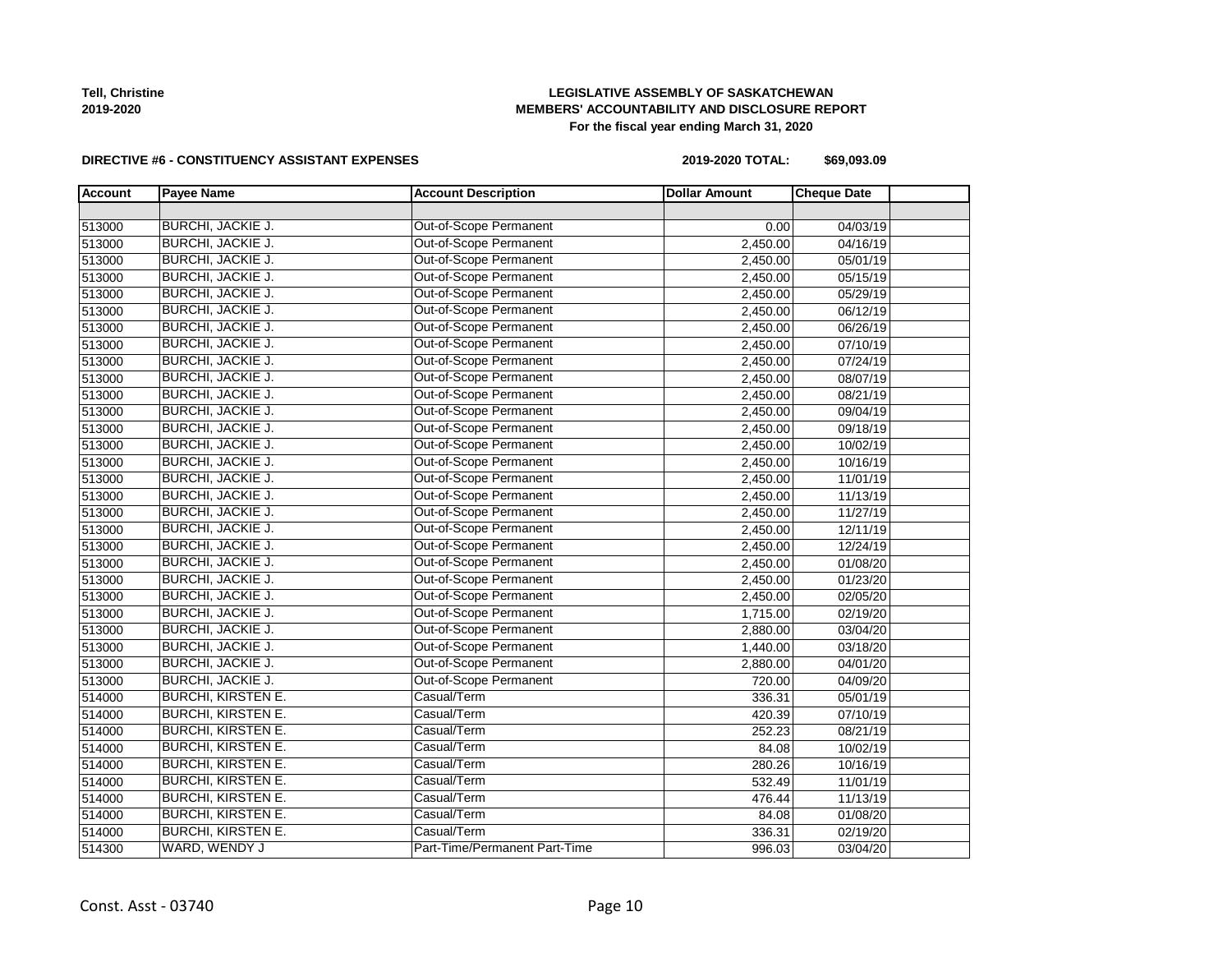**Tell, Christine**
**2019-2020**

**LEGISLATIVE ASSEMBLY OF SASKATCHEWAN**
**MEMBERS' ACCOUNTABILITY AND DISCLOSURE REPORT**
**For the fiscal year ending March 31, 2020**

**DIRECTIVE #6 - CONSTITUENCY ASSISTANT EXPENSES** **2019-2020 TOTAL: $69,093.09**

| Account | Payee Name | Account Description | Dollar Amount | Cheque Date | |
|---|---|---|---|---|---|
| | | | | | |
| 513000 | BURCHI, JACKIE J. | Out-of-Scope Permanent | 0.00 | 04/03/19 | |
| 513000 | BURCHI, JACKIE J. | Out-of-Scope Permanent | 2,450.00 | 04/16/19 | |
| 513000 | BURCHI, JACKIE J. | Out-of-Scope Permanent | 2,450.00 | 05/01/19 | |
| 513000 | BURCHI, JACKIE J. | Out-of-Scope Permanent | 2,450.00 | 05/15/19 | |
| 513000 | BURCHI, JACKIE J. | Out-of-Scope Permanent | 2,450.00 | 05/29/19 | |
| 513000 | BURCHI, JACKIE J. | Out-of-Scope Permanent | 2,450.00 | 06/12/19 | |
| 513000 | BURCHI, JACKIE J. | Out-of-Scope Permanent | 2,450.00 | 06/26/19 | |
| 513000 | BURCHI, JACKIE J. | Out-of-Scope Permanent | 2,450.00 | 07/10/19 | |
| 513000 | BURCHI, JACKIE J. | Out-of-Scope Permanent | 2,450.00 | 07/24/19 | |
| 513000 | BURCHI, JACKIE J. | Out-of-Scope Permanent | 2,450.00 | 08/07/19 | |
| 513000 | BURCHI, JACKIE J. | Out-of-Scope Permanent | 2,450.00 | 08/21/19 | |
| 513000 | BURCHI, JACKIE J. | Out-of-Scope Permanent | 2,450.00 | 09/04/19 | |
| 513000 | BURCHI, JACKIE J. | Out-of-Scope Permanent | 2,450.00 | 09/18/19 | |
| 513000 | BURCHI, JACKIE J. | Out-of-Scope Permanent | 2,450.00 | 10/02/19 | |
| 513000 | BURCHI, JACKIE J. | Out-of-Scope Permanent | 2,450.00 | 10/16/19 | |
| 513000 | BURCHI, JACKIE J. | Out-of-Scope Permanent | 2,450.00 | 11/01/19 | |
| 513000 | BURCHI, JACKIE J. | Out-of-Scope Permanent | 2,450.00 | 11/13/19 | |
| 513000 | BURCHI, JACKIE J. | Out-of-Scope Permanent | 2,450.00 | 11/27/19 | |
| 513000 | BURCHI, JACKIE J. | Out-of-Scope Permanent | 2,450.00 | 12/11/19 | |
| 513000 | BURCHI, JACKIE J. | Out-of-Scope Permanent | 2,450.00 | 12/24/19 | |
| 513000 | BURCHI, JACKIE J. | Out-of-Scope Permanent | 2,450.00 | 01/08/20 | |
| 513000 | BURCHI, JACKIE J. | Out-of-Scope Permanent | 2,450.00 | 01/23/20 | |
| 513000 | BURCHI, JACKIE J. | Out-of-Scope Permanent | 2,450.00 | 02/05/20 | |
| 513000 | BURCHI, JACKIE J. | Out-of-Scope Permanent | 1,715.00 | 02/19/20 | |
| 513000 | BURCHI, JACKIE J. | Out-of-Scope Permanent | 2,880.00 | 03/04/20 | |
| 513000 | BURCHI, JACKIE J. | Out-of-Scope Permanent | 1,440.00 | 03/18/20 | |
| 513000 | BURCHI, JACKIE J. | Out-of-Scope Permanent | 2,880.00 | 04/01/20 | |
| 513000 | BURCHI, JACKIE J. | Out-of-Scope Permanent | 720.00 | 04/09/20 | |
| 514000 | BURCHI, KIRSTEN E. | Casual/Term | 336.31 | 05/01/19 | |
| 514000 | BURCHI, KIRSTEN E. | Casual/Term | 420.39 | 07/10/19 | |
| 514000 | BURCHI, KIRSTEN E. | Casual/Term | 252.23 | 08/21/19 | |
| 514000 | BURCHI, KIRSTEN E. | Casual/Term | 84.08 | 10/02/19 | |
| 514000 | BURCHI, KIRSTEN E. | Casual/Term | 280.26 | 10/16/19 | |
| 514000 | BURCHI, KIRSTEN E. | Casual/Term | 532.49 | 11/01/19 | |
| 514000 | BURCHI, KIRSTEN E. | Casual/Term | 476.44 | 11/13/19 | |
| 514000 | BURCHI, KIRSTEN E. | Casual/Term | 84.08 | 01/08/20 | |
| 514000 | BURCHI, KIRSTEN E. | Casual/Term | 336.31 | 02/19/20 | |
| 514300 | WARD, WENDY J | Part-Time/Permanent Part-Time | 996.03 | 03/04/20 | |

Const. Asst - 03740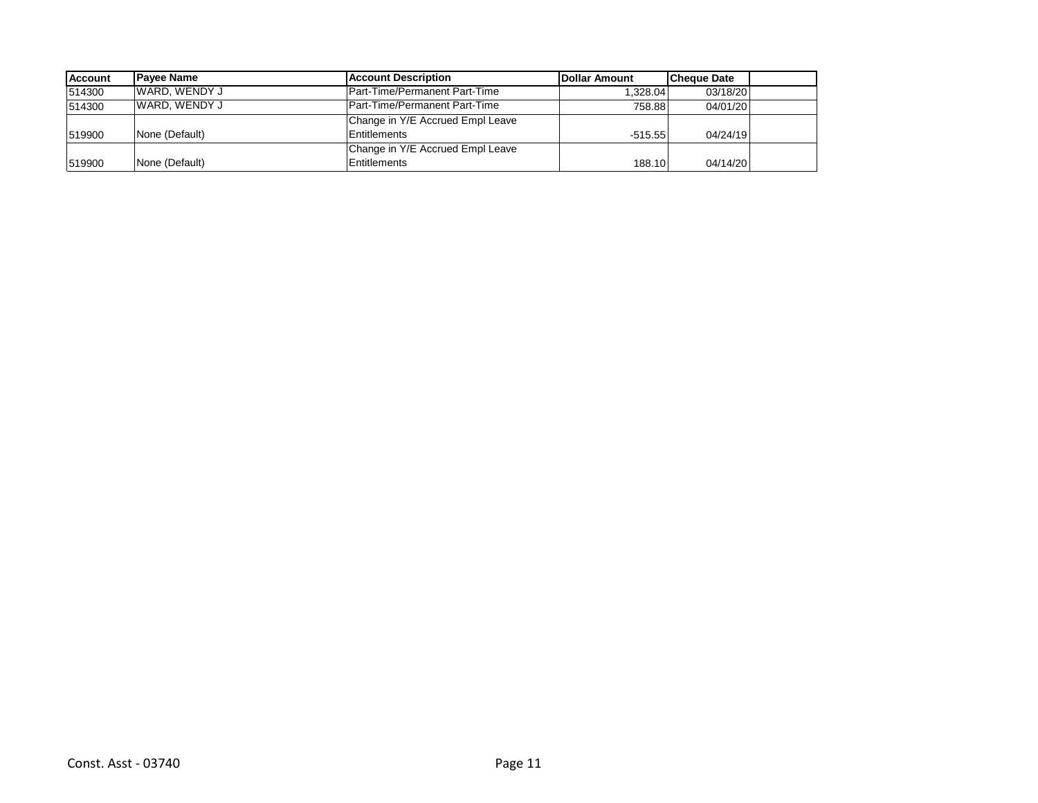| Account | Payee Name | Account Description | Dollar Amount | Cheque Date | |
|---|---|---|---|---|---|
| 514300 | WARD, WENDY J | Part-Time/Permanent Part-Time | 1,328.04 | 03/18/20 | |
| 514300 | WARD, WENDY J | Part-Time/Permanent Part-Time | 758.88 | 04/01/20 | |
| 519900 | None (Default) | Change in Y/E Accrued Empl Leave Entitlements | -515.55 | 04/24/19 | |
| 519900 | None (Default) | Change in Y/E Accrued Empl Leave Entitlements | 188.10 | 04/14/20 | |